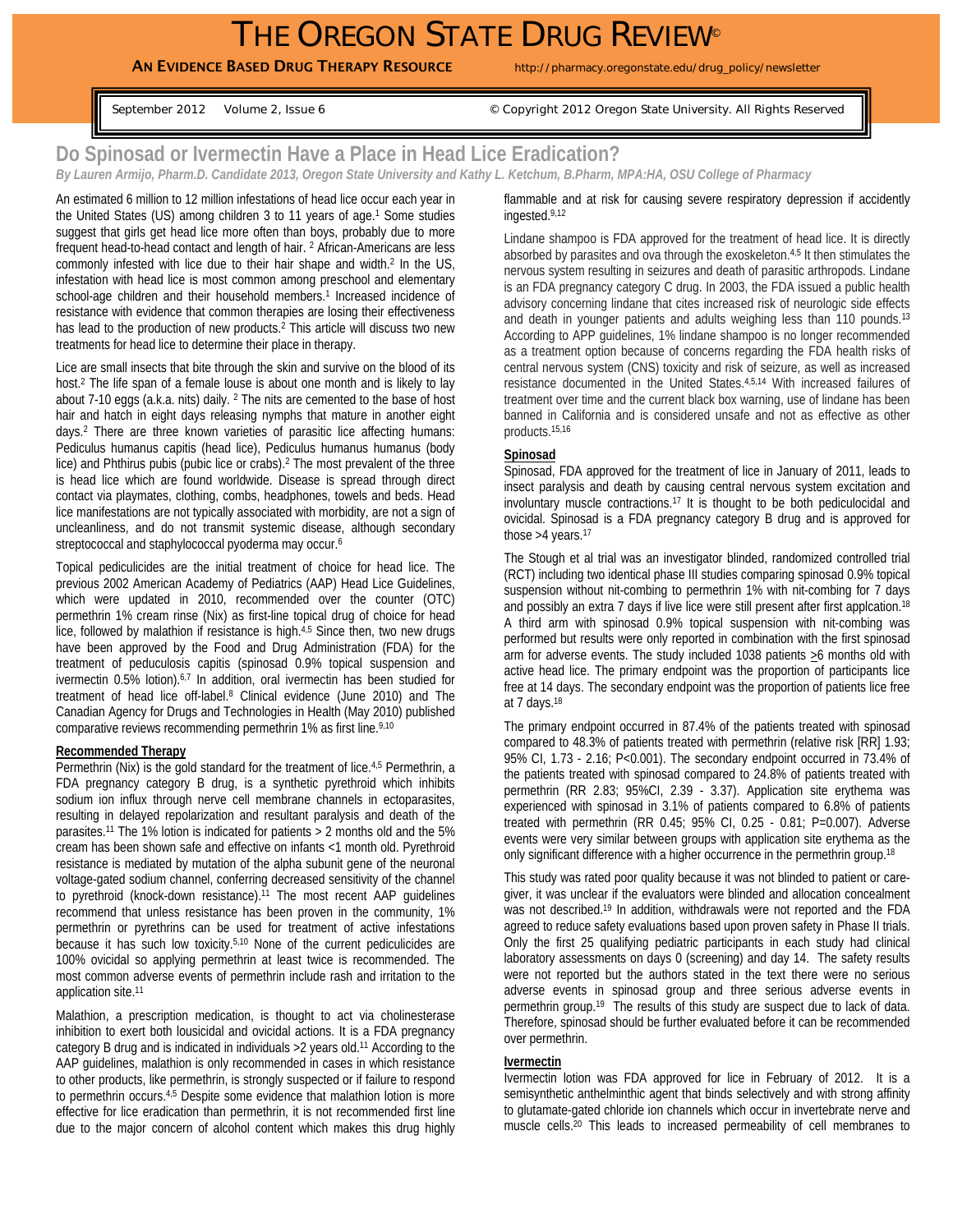# THE OREGON STATE DRUG REVIEW©

**AN EVIDENCE BASED DRUG THERAPY RESOURCE** http://pharmacy.oregonstate.edu/drug_policy/newsletter

September 2012 Volume 2, Issue 6 © Copyright 2012 Oregon State University. All Rights Reserved

## Do Spinosad or Ivermectin Have a Place in Head Lice Eradication?

*By Lauren Armijo, Pharm.D. Candidate 2013, Oregon State University and Kathy L. Ketchum, B.Pharm, MPA:HA, OSU College of Pharmacy*

An estimated 6 million to 12 million infestations of head lice occur each year in the United States (US) among children 3 to 11 years of age.[1] Some studies suggest that girls get head lice more often than boys, probably due to more frequent head-to-head contact and length of hair. [2] African-Americans are less commonly infested with lice due to their hair shape and width.[2] In the US, infestation with head lice is most common among preschool and elementary school-age children and their household members.[1] Increased incidence of resistance with evidence that common therapies are losing their effectiveness has lead to the production of new products.[2] This article will discuss two new treatments for head lice to determine their place in therapy.

Lice are small insects that bite through the skin and survive on the blood of its host.[2] The life span of a female louse is about one month and is likely to lay about 7-10 eggs (a.k.a. nits) daily. [2] The nits are cemented to the base of host hair and hatch in eight days releasing nymphs that mature in another eight days.[2] There are three known varieties of parasitic lice affecting humans: Pediculus humanus capitis (head lice), Pediculus humanus humanus (body lice) and Phthirus pubis (pubic lice or crabs).[2] The most prevalent of the three is head lice which are found worldwide. Disease is spread through direct contact via playmates, clothing, combs, headphones, towels and beds. Head lice manifestations are not typically associated with morbidity, are not a sign of uncleanliness, and do not transmit systemic disease, although secondary streptococcal and staphylococcal pyoderma may occur.[6]

Topical pediculicides are the initial treatment of choice for head lice. The previous 2002 American Academy of Pediatrics (AAP) Head Lice Guidelines, which were updated in 2010, recommended over the counter (OTC) permethrin 1% cream rinse (Nix) as first-line topical drug of choice for head lice, followed by malathion if resistance is high.[4,5] Since then, two new drugs have been approved by the Food and Drug Administration (FDA) for the treatment of peduculosis capitis (spinosad 0.9% topical suspension and ivermectin 0.5% lotion).[6,7] In addition, oral ivermectin has been studied for treatment of head lice off-label.[8] Clinical evidence (June 2010) and The Canadian Agency for Drugs and Technologies in Health (May 2010) published comparative reviews recommending permethrin 1% as first line.[9,10]

### Recommended Therapy

Permethrin (Nix) is the gold standard for the treatment of lice.[4,5] Permethrin, a FDA pregnancy category B drug, is a synthetic pyrethroid which inhibits sodium ion influx through nerve cell membrane channels in ectoparasites, resulting in delayed repolarization and resultant paralysis and death of the parasites.[11] The 1% lotion is indicated for patients > 2 months old and the 5% cream has been shown safe and effective on infants <1 month old. Pyrethroid resistance is mediated by mutation of the alpha subunit gene of the neuronal voltage-gated sodium channel, conferring decreased sensitivity of the channel to pyrethroid (knock-down resistance).[11] The most recent AAP guidelines recommend that unless resistance has been proven in the community, 1% permethrin or pyrethrins can be used for treatment of active infestations because it has such low toxicity.[5,10] None of the current pediculicides are 100% ovicidal so applying permethrin at least twice is recommended. The most common adverse events of permethrin include rash and irritation to the application site.[11]

Malathion, a prescription medication, is thought to act via cholinesterase inhibition to exert both lousicidal and ovicidal actions. It is a FDA pregnancy category B drug and is indicated in individuals >2 years old.[11] According to the AAP guidelines, malathion is only recommended in cases in which resistance to other products, like permethrin, is strongly suspected or if failure to respond to permethrin occurs.[4,5] Despite some evidence that malathion lotion is more effective for lice eradication than permethrin, it is not recommended first line due to the major concern of alcohol content which makes this drug highly flammable and at risk for causing severe respiratory depression if accidently ingested.[9,12]

Lindane shampoo is FDA approved for the treatment of head lice. It is directly absorbed by parasites and ova through the exoskeleton.[4,5] It then stimulates the nervous system resulting in seizures and death of parasitic arthropods. Lindane is an FDA pregnancy category C drug. In 2003, the FDA issued a public health advisory concerning lindane that cites increased risk of neurologic side effects and death in younger patients and adults weighing less than 110 pounds.[13] According to APP guidelines, 1% lindane shampoo is no longer recommended as a treatment option because of concerns regarding the FDA health risks of central nervous system (CNS) toxicity and risk of seizure, as well as increased resistance documented in the United States.[4,5,14] With increased failures of treatment over time and the current black box warning, use of lindane has been banned in California and is considered unsafe and not as effective as other products.[15,16]

### Spinosad

Spinosad, FDA approved for the treatment of lice in January of 2011, leads to insect paralysis and death by causing central nervous system excitation and involuntary muscle contractions.[17] It is thought to be both pediculocidal and ovicidal. Spinosad is a FDA pregnancy category B drug and is approved for those >4 years.[17]

The Stough et al trial was an investigator blinded, randomized controlled trial (RCT) including two identical phase III studies comparing spinosad 0.9% topical suspension without nit-combing to permethrin 1% with nit-combing for 7 days and possibly an extra 7 days if live lice were still present after first applcation.[18] A third arm with spinosad 0.9% topical suspension with nit-combing was performed but results were only reported in combination with the first spinosad arm for adverse events. The study included 1038 patients ≥6 months old with active head lice. The primary endpoint was the proportion of participants lice free at 14 days. The secondary endpoint was the proportion of patients lice free at 7 days.[18]

The primary endpoint occurred in 87.4% of the patients treated with spinosad compared to 48.3% of patients treated with permethrin (relative risk [RR] 1.93; 95% CI, 1.73 - 2.16; P<0.001). The secondary endpoint occurred in 73.4% of the patients treated with spinosad compared to 24.8% of patients treated with permethrin (RR 2.83; 95%CI, 2.39 - 3.37). Application site erythema was experienced with spinosad in 3.1% of patients compared to 6.8% of patients treated with permethrin (RR 0.45; 95% CI, 0.25 - 0.81; P=0.007). Adverse events were very similar between groups with application site erythema as the only significant difference with a higher occurrence in the permethrin group.[18]

This study was rated poor quality because it was not blinded to patient or care-giver, it was unclear if the evaluators were blinded and allocation concealment was not described.[19] In addition, withdrawals were not reported and the FDA agreed to reduce safety evaluations based upon proven safety in Phase II trials. Only the first 25 qualifying pediatric participants in each study had clinical laboratory assessments on days 0 (screening) and day 14. The safety results were not reported but the authors stated in the text there were no serious adverse events in spinosad group and three serious adverse events in permethrin group.[19] The results of this study are suspect due to lack of data. Therefore, spinosad should be further evaluated before it can be recommended over permethrin.

### Ivermectin

Ivermectin lotion was FDA approved for lice in February of 2012. It is a semisynthetic anthelminthic agent that binds selectively and with strong affinity to glutamate-gated chloride ion channels which occur in invertebrate nerve and muscle cells.[20] This leads to increased permeability of cell membranes to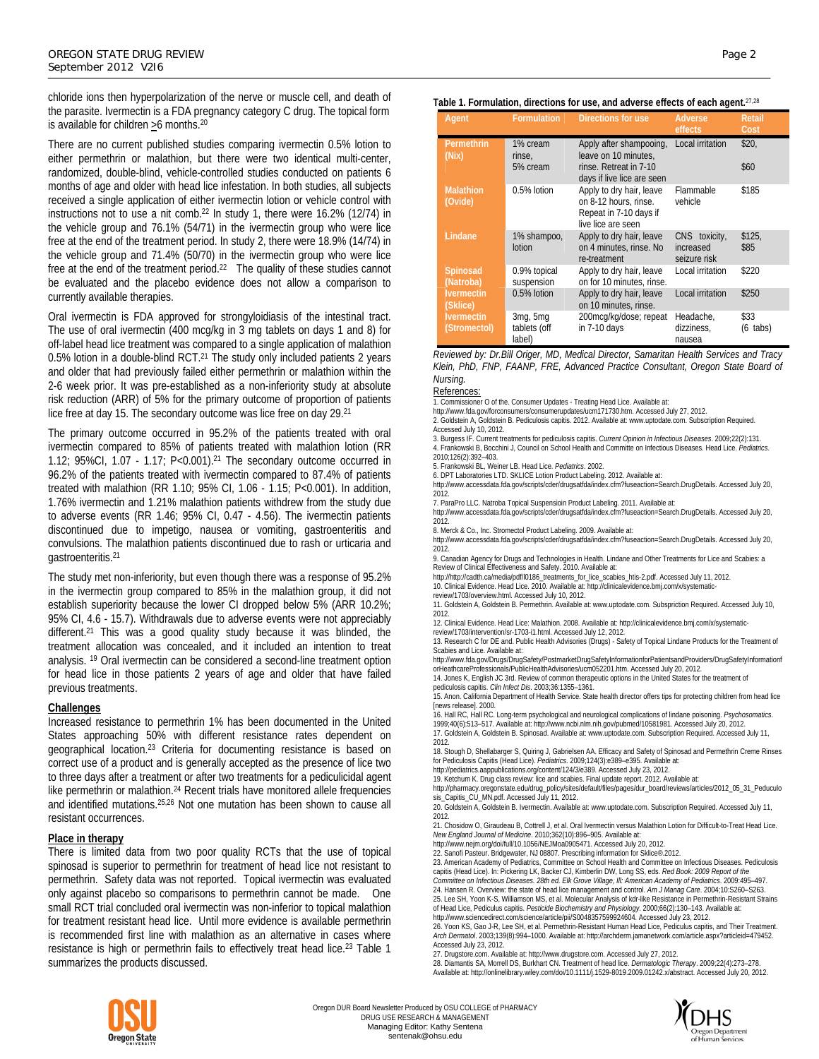chloride ions then hyperpolarization of the nerve or muscle cell, and death of the parasite. Ivermectin is a FDA pregnancy category C drug. The topical form is available for children ≥6 months.[20]

There are no current published studies comparing ivermectin 0.5% lotion to either permethrin or malathion, but there were two identical multi-center, randomized, double-blind, vehicle-controlled studies conducted on patients 6 months of age and older with head lice infestation. In both studies, all subjects received a single application of either ivermectin lotion or vehicle control with instructions not to use a nit comb.[22] In study 1, there were 16.2% (12/74) in the vehicle group and 76.1% (54/71) in the ivermectin group who were lice free at the end of the treatment period. In study 2, there were 18.9% (14/74) in the vehicle group and 71.4% (50/70) in the ivermectin group who were lice free at the end of the treatment period.[22] The quality of these studies cannot be evaluated and the placebo evidence does not allow a comparison to currently available therapies.

Oral ivermectin is FDA approved for strongyloidiasis of the intestinal tract. The use of oral ivermectin (400 mcg/kg in 3 mg tablets on days 1 and 8) for off-label head lice treatment was compared to a single application of malathion 0.5% lotion in a double-blind RCT.[21] The study only included patients 2 years and older that had previously failed either permethrin or malathion within the 2-6 week prior. It was pre-established as a non-inferiority study at absolute risk reduction (ARR) of 5% for the primary outcome of proportion of patients lice free at day 15. The secondary outcome was lice free on day 29.[21]

The primary outcome occurred in 95.2% of the patients treated with oral ivermectin compared to 85% of patients treated with malathion lotion (RR 1.12; 95%CI, 1.07 - 1.17; P<0.001).[21] The secondary outcome occurred in 96.2% of the patients treated with ivermectin compared to 87.4% of patients treated with malathion (RR 1.10; 95% CI, 1.06 - 1.15; P<0.001). In addition, 1.76% ivermectin and 1.21% malathion patients withdrew from the study due to adverse events (RR 1.46; 95% CI, 0.47 - 4.56). The ivermectin patients discontinued due to impetigo, nausea or vomiting, gastroenteritis and convulsions. The malathion patients discontinued due to rash or urticaria and gastroenteritis.[21]

The study met non-inferiority, but even though there was a response of 95.2% in the ivermectin group compared to 85% in the malathion group, it did not establish superiority because the lower CI dropped below 5% (ARR 10.2%; 95% CI, 4.6 - 15.7). Withdrawals due to adverse events were not appreciably different.[21] This was a good quality study because it was blinded, the treatment allocation was concealed, and it included an intention to treat analysis. [19] Oral ivermectin can be considered a second-line treatment option for head lice in those patients 2 years of age and older that have failed previous treatments.

## Challenges

Increased resistance to permethrin 1% has been documented in the United States approaching 50% with different resistance rates dependent on geographical location.[23] Criteria for documenting resistance is based on correct use of a product and is generally accepted as the presence of lice two to three days after a treatment or after two treatments for a pediculicidal agent like permethrin or malathion.[24] Recent trials have monitored allele frequencies and identified mutations.[25,26] Not one mutation has been shown to cause all resistant occurrences.

## Place in therapy

There is limited data from two poor quality RCTs that the use of topical spinosad is superior to permethrin for treatment of head lice not resistant to permethrin. Safety data was not reported. Topical ivermectin was evaluated only against placebo so comparisons to permethrin cannot be made. One small RCT trial concluded oral ivermectin was non-inferior to topical malathion for treatment resistant head lice. Until more evidence is available permethrin is recommended first line with malathion as an alternative in cases where resistance is high or permethrin fails to effectively treat head lice.[23] Table 1 summarizes the products discussed.

**Table 1. Formulation, directions for use, and adverse effects of each agent.**[27,28]

| Agent | Formulation | Directions for use | Adverse effects | Retail Cost |
|---|---|---|---|---|
| Permethrin (Nix) | 1% cream rinse, 5% cream | Apply after shampooing, leave on 10 minutes, rinse. Retreat in 7-10 days if live lice are seen | Local irritation | $20, $60 |
| Malathion (Ovide) | 0.5% lotion | Apply to dry hair, leave on 8-12 hours, rinse. Repeat in 7-10 days if live lice are seen | Flammable vehicle | $185 |
| Lindane | 1% shampoo, lotion | Apply to dry hair, leave on 4 minutes, rinse. No re-treatment | CNS toxicity, increased seizure risk | $125, $85 |
| Spinosad (Natroba) | 0.9% topical suspension | Apply to dry hair, leave on for 10 minutes, rinse. | Local irritation | $220 |
| Ivermectin (Sklice) | 0.5% lotion | Apply to dry hair, leave on 10 minutes, rinse. | Local irritation | $250 |
| Ivermectin (Stromectol) | 3mg, 5mg tablets (off label) | 200mcg/kg/dose; repeat in 7-10 days | Headache, dizziness, nausea | $33 (6 tabs) |

*Reviewed by: Dr.Bill Origer, MD, Medical Director, Samaritan Health Services and Tracy Klein, PhD, FNP, FAANP, FRE, Advanced Practice Consultant, Oregon State Board of Nursing.*

## References:

1. Commissioner O of the. Consumer Updates - Treating Head Lice. Available at: http://www.fda.gov/forconsumers/consumerupdates/ucm171730.htm. Accessed July 27, 2012.
2. Goldstein A, Goldstein B. Pediculosis capitis. 2012. Available at: www.uptodate.com. Subscription Required. Accessed July 10, 2012.
3. Burgess IF. Current treatments for pediculosis capitis. *Current Opinion in Infectious Diseases*. 2009;22(2):131.
4. Frankowski B, Bocchini J, Council on School Health and Committe on Infectious Diseases. Head Lice. *Pediatrics*. 2010;126(2):392–403.
5. Frankowski BL, Weiner LB. Head Lice. *Pediatrics*. 2002.
6. DPT Laboratories LTD. SKLICE Lotion Product Labeling. 2012. Available at: http://www.accessdata.fda.gov/scripts/cder/drugsatfda/index.cfm?fuseaction=Search.DrugDetails. Accessed July 20, 2012.
7. ParaPro LLC. Natroba Topical Suspensioin Product Labeling. 2011. Available at: http://www.accessdata.fda.gov/scripts/cder/drugsatfda/index.cfm?fuseaction=Search.DrugDetails. Accessed July 20, 2012.
8. Merck & Co., Inc. Stromectol Product Labeling. 2009. Available at: http://www.accessdata.fda.gov/scripts/cder/drugsatfda/index.cfm?fuseaction=Search.DrugDetails. Accessed July 20, 2012.
9. Canadian Agency for Drugs and Technologies in Health. Lindane and Other Treatments for Lice and Scabies: a Review of Clinical Effectiveness and Safety. 2010. Available at: http://http://cadth.ca/media/pdf/l0186_treatments_for_lice_scabies_htis-2.pdf. Accessed July 11, 2012.
10. Clinical Evidence. Head Lice. 2010. Available at: http://clinicalevidence.bmj.com/x/systematic-review/1703/overview.html. Accessed July 10, 2012.
11. Goldstein A, Goldstein B. Permethrin. Available at: www.uptodate.com. Subspriction Required. Accessed July 10, 2012.
12. Clinical Evidence. Head Lice: Malathion. 2008. Available at: http://clinicalevidence.bmj.com/x/systematic-review/1703/intervention/sr-1703-i1.html. Accessed July 12, 2012.
13. Research C for DE and. Public Health Advisories (Drugs) - Safety of Topical Lindane Products for the Treatment of Scabies and Lice. Available at: http://www.fda.gov/Drugs/DrugSafety/PostmarketDrugSafetyInformationforPatientsandProviders/DrugSafetyInformationforHeathcareProfessionals/PublicHealthAdvisories/ucm052201.htm. Accessed July 20, 2012.
14. Jones K, English JC 3rd. Review of common therapeutic options in the United States for the treatment of pediculosis capitis. *Clin Infect Dis*. 2003;36:1355–1361.
15. Anon. California Department of Health Service. State health director offers tips for protecting children from head lice [news release]. 2000.
16. Hall RC, Hall RC. Long-term psychological and neurological complications of lindane poisoning. *Psychosomatics*. 1999;40(6):513–517. Available at: http://www.ncbi.nlm.nih.gov/pubmed/10581981. Accessed July 20, 2012.
17. Goldstein A, Goldstein B. Spinosad. Available at: www.uptodate.com. Subscription Required. Accessed July 11, 2012.
18. Stough D, Shellabarger S, Quiring J, Gabrielsen AA. Efficacy and Safety of Spinosad and Permethrin Creme Rinses for Pediculosis Capitis (Head Lice). *Pediatrics*. 2009;124(3):e389–e395. Available at: http://pediatrics.aappublications.org/content/124/3/e389. Accessed July 23, 2012.
19. Ketchum K. Drug class review: lice and scabies. Final update report. 2012. Available at: http://pharmacy.oregonstate.edu/drug_policy/sites/default/files/pages/dur_board/reviews/articles/2012_05_31_Pediculosis_Capitis_CU_MN.pdf. Accessed July 11, 2012.
20. Goldstein A, Goldstein B. Ivermectin. Available at: www.uptodate.com. Subscription Required. Accessed July 11, 2012.
21. Chosidow O, Giraudeau B, Cottrell J, et al. Oral Ivermectin versus Malathion Lotion for Difficult-to-Treat Head Lice. *New England Journal of Medicine*. 2010;362(10):896–905. Available at: http://www.nejm.org/doi/full/10.1056/NEJMoa0905471. Accessed July 20, 2012.
22. Sanofi Pasteur. Bridgewater, NJ 08807. Prescribing information for Sklice®.2012.
23. American Academy of Pediatrics, Committee on School Health and Committee on Infectious Diseases. Pediculosis capitis (Head Lice). In: Pickering LK, Backer CJ, Kimberlin DW, Long SS, eds. *Red Book: 2009 Report of the Committee on Infectious Diseases. 28th ed. Elk Grove Village, Ill: American Academy of Pediatrics*. 2009:495–497.
24. Hansen R. Overview: the state of head lice management and control. *Am J Manag Care*. 2004;10:S260–S263.
25. Lee SH, Yoon K-S, Williamson MS, et al. Molecular Analysis of kdr-like Resistance in Permethrin-Resistant Strains of Head Lice, Pediculus capitis. *Pesticide Biochemistry and Physiology*. 2000;66(2):130–143. Available at: http://www.sciencedirect.com/science/article/pii/S0048357599924604. Accessed July 23, 2012.
26. Yoon KS, Gao J-R, Lee SH, et al. Permethrin-Resistant Human Head Lice, Pediculus capitis, and Their Treatment. *Arch Dermatol*. 2003;139(8):994–1000. Available at: http://archderm.jamanetwork.com/article.aspx?articleid=479452. Accessed July 23, 2012.
27. Drugstore.com. Available at: http://www.drugstore.com. Accessed July 27, 2012.
28. Diamantis SA, Morrell DS, Burkhart CN. Treatment of head lice. *Dermatologic Therapy*. 2009;22(4):273–278. Available at: http://onlinelibrary.wiley.com/doi/10.1111/j.1529-8019.2009.01242.x/abstract. Accessed July 20, 2012.

Oregon DUR Board Newsletter Produced by OSU COLLEGE of PHARMACY
DRUG USE RESEARCH & MANAGEMENT
Managing Editor: Kathy Sentena
sentenak@ohsu.edu